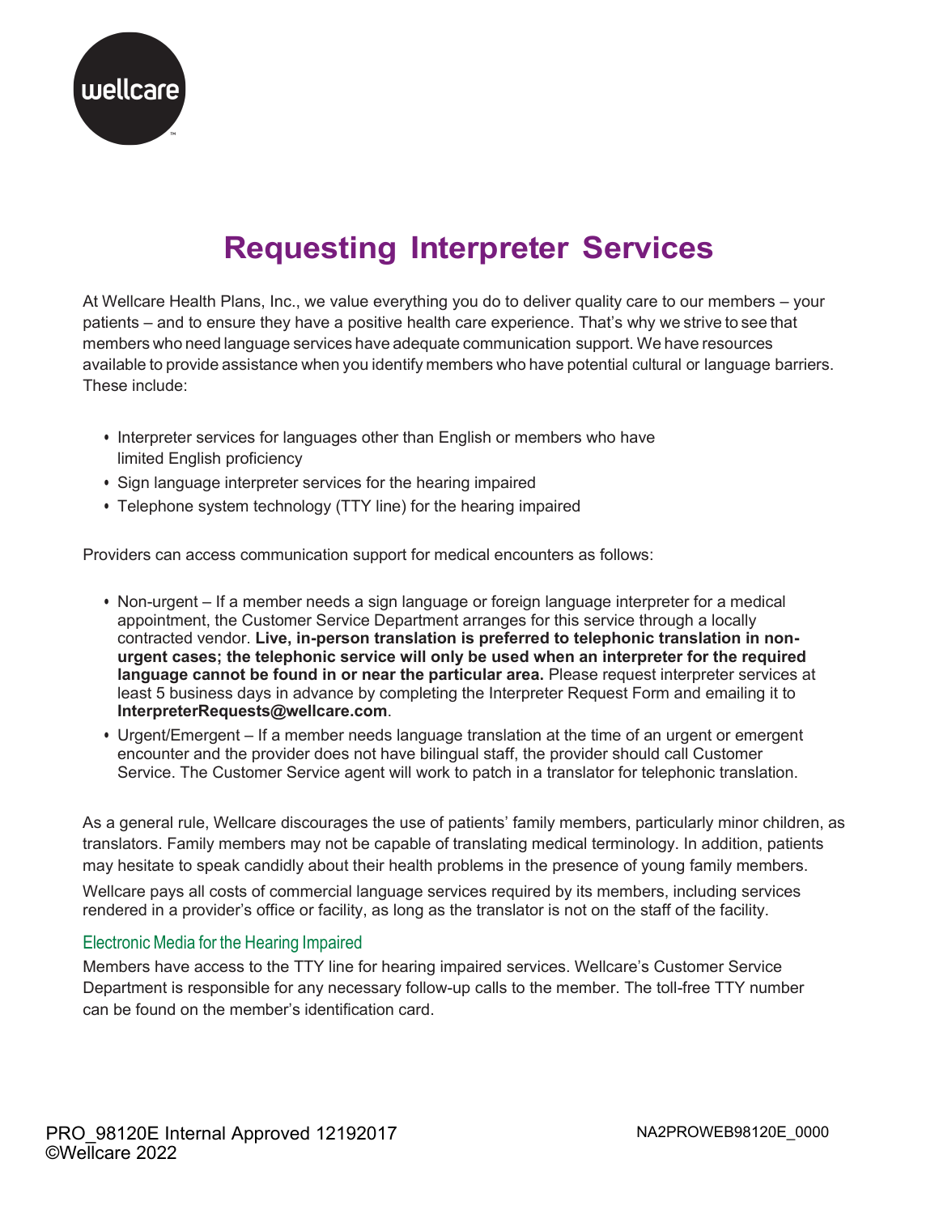# Requesting Interpreter Services

At Wellcare Health Plans, Inc., we value everything you do to deliver quality care to our members – your patients – and to ensure they have a positive health care experience. That's why we strive to see that members who need language services have adequate communication support. We have resources available to provide assistance when you identify members who have potential cultural or language barriers. These include:

- Interpreter services for languages other than English or members who have limited English proficiency
- Sign language interpreter services for the hearing impaired
- Telephone system technology (TTY line) for the hearing impaired

Providers can access communication support for medical encounters as follows:

- Non-urgent – If a member needs a sign language or foreign language interpreter for a medical appointment, the Customer Service Department arranges for this service through a locally contracted vendor. **Live, in-person translation is preferred to telephonic translation in non-urgent cases; the telephonic service will only be used when an interpreter for the required language cannot be found in or near the particular area.** Please request interpreter services at least 5 business days in advance by completing the Interpreter Request Form and emailing it to **InterpreterRequests@wellcare.com**.
- Urgent/Emergent – If a member needs language translation at the time of an urgent or emergent encounter and the provider does not have bilingual staff, the provider should call Customer Service. The Customer Service agent will work to patch in a translator for telephonic translation.

As a general rule, Wellcare discourages the use of patients' family members, particularly minor children, as translators. Family members may not be capable of translating medical terminology. In addition, patients may hesitate to speak candidly about their health problems in the presence of young family members.

Wellcare pays all costs of commercial language services required by its members, including services rendered in a provider's office or facility, as long as the translator is not on the staff of the facility.

## Electronic Media for the Hearing Impaired

Members have access to the TTY line for hearing impaired services. Wellcare's Customer Service Department is responsible for any necessary follow-up calls to the member. The toll-free TTY number can be found on the member's identification card.

PRO_98120E Internal Approved 12192017
©Wellcare 2022

NA2PROWEB98120E_0000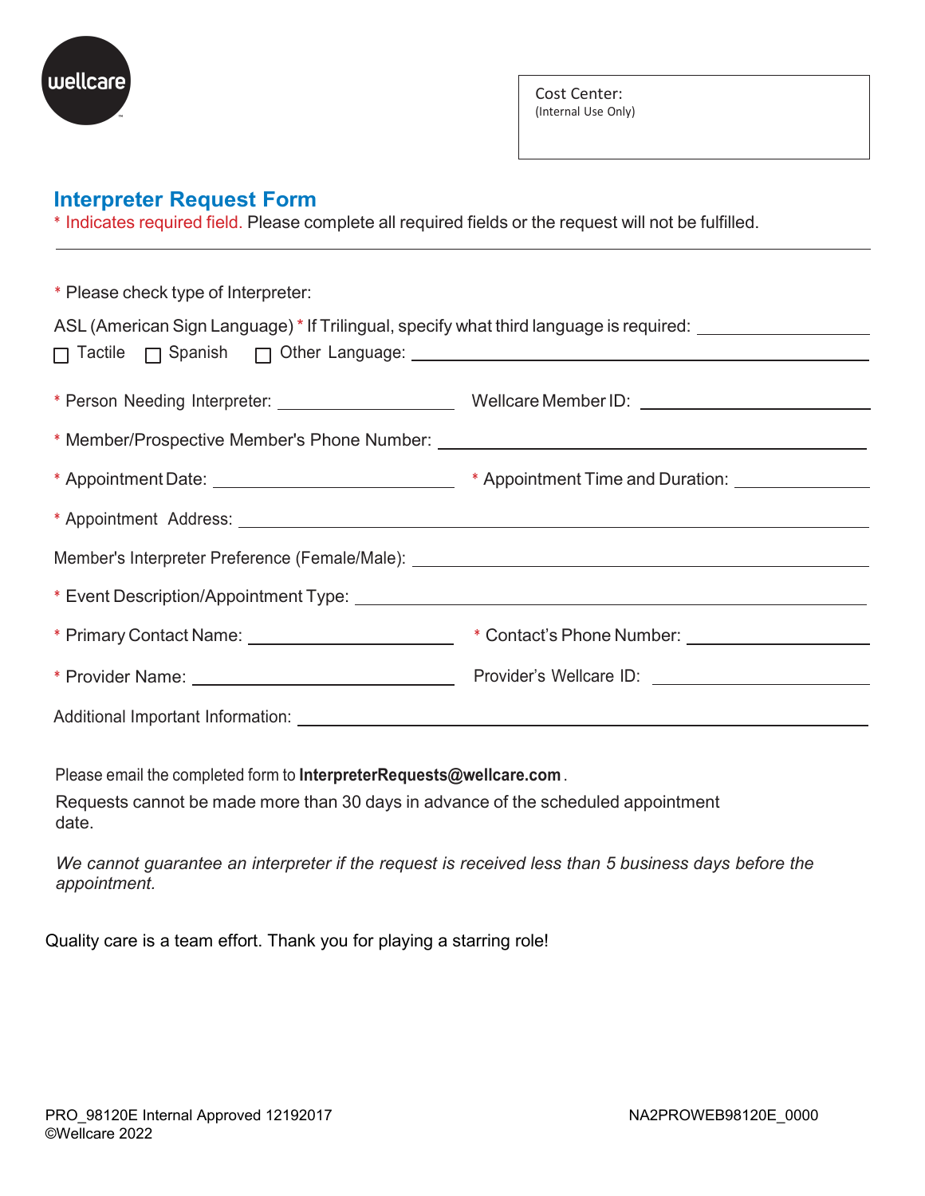wellcare

Cost Center:
(Internal Use Only)

## Interpreter Request Form

* Indicates required field. Please complete all required fields or the request will not be fulfilled.

---

* Please check type of Interpreter:

ASL (American Sign Language) * If Trilingual, specify what third language is required: ______________

☐ Tactile ☐ Spanish ☐ Other Language: ______________

* Person Needing Interpreter: ______________ Wellcare Member ID: ______________

* Member/Prospective Member's Phone Number: ______________

* Appointment Date: ______________ * Appointment Time and Duration: ______________

* Appointment Address: ______________

Member's Interpreter Preference (Female/Male): ______________

* Event Description/Appointment Type: ______________

* Primary Contact Name: ______________ * Contact's Phone Number: ______________

* Provider Name: ______________ Provider's Wellcare ID: ______________

Additional Important Information: ______________

Please email the completed form to **InterpreterRequests@wellcare.com**.

Requests cannot be made more than 30 days in advance of the scheduled appointment date.

*We cannot guarantee an interpreter if the request is received less than 5 business days before the appointment.*

Quality care is a team effort. Thank you for playing a starring role!

PRO_98120E Internal Approved 12192017
©Wellcare 2022

NA2PROWEB98120E_0000